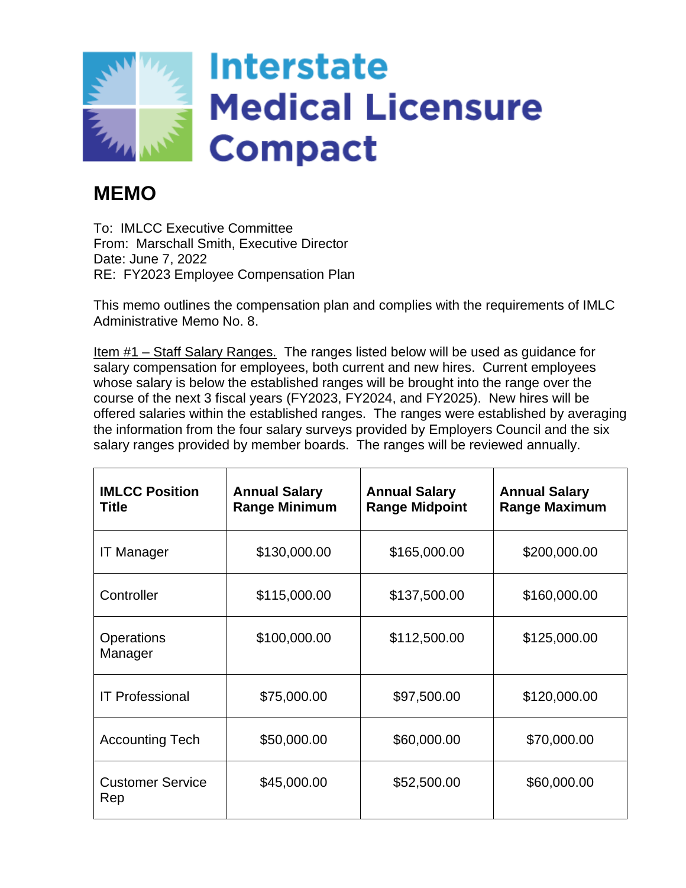Interstate Medical Licensure Compact

# MEMO

To: IMLCC Executive Committee
From: Marschall Smith, Executive Director
Date: June 7, 2022
RE: FY2023 Employee Compensation Plan

This memo outlines the compensation plan and complies with the requirements of IMLC Administrative Memo No. 8.

<u>Item #1 – Staff Salary Ranges.</u> The ranges listed below will be used as guidance for salary compensation for employees, both current and new hires. Current employees whose salary is below the established ranges will be brought into the range over the course of the next 3 fiscal years (FY2023, FY2024, and FY2025). New hires will be offered salaries within the established ranges. The ranges were established by averaging the information from the four salary surveys provided by Employers Council and the six salary ranges provided by member boards. The ranges will be reviewed annually.

| IMLCC Position Title | Annual Salary Range Minimum | Annual Salary Range Midpoint | Annual Salary Range Maximum |
|---|---|---|---|
| IT Manager | $130,000.00 | $165,000.00 | $200,000.00 |
| Controller | $115,000.00 | $137,500.00 | $160,000.00 |
| Operations Manager | $100,000.00 | $112,500.00 | $125,000.00 |
| IT Professional | $75,000.00 | $97,500.00 | $120,000.00 |
| Accounting Tech | $50,000.00 | $60,000.00 | $70,000.00 |
| Customer Service Rep | $45,000.00 | $52,500.00 | $60,000.00 |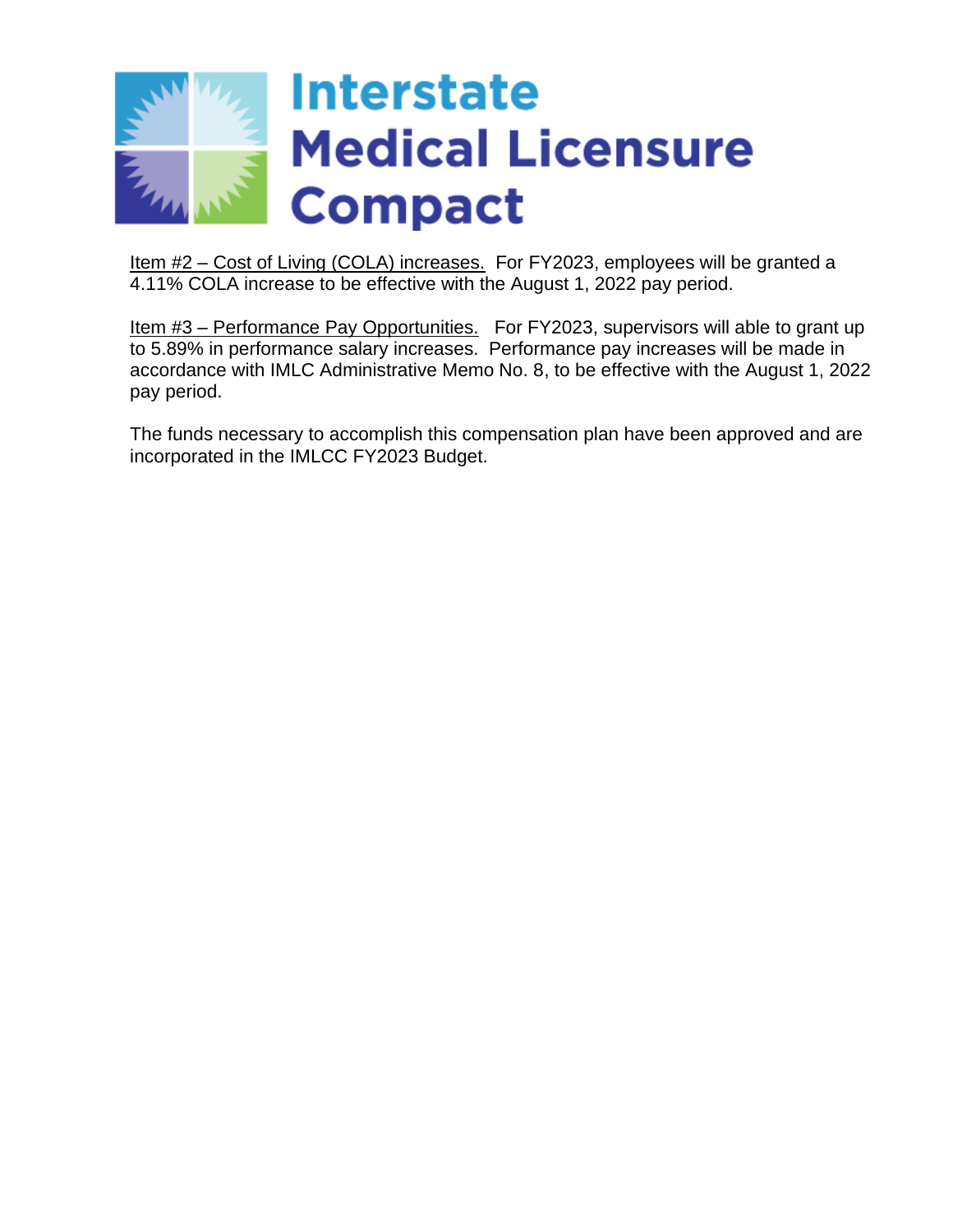Interstate Medical Licensure Compact

<u>Item #2 – Cost of Living (COLA) increases.</u> For FY2023, employees will be granted a 4.11% COLA increase to be effective with the August 1, 2022 pay period.

<u>Item #3 – Performance Pay Opportunities.</u> For FY2023, supervisors will able to grant up to 5.89% in performance salary increases. Performance pay increases will be made in accordance with IMLC Administrative Memo No. 8, to be effective with the August 1, 2022 pay period.

The funds necessary to accomplish this compensation plan have been approved and are incorporated in the IMLCC FY2023 Budget.